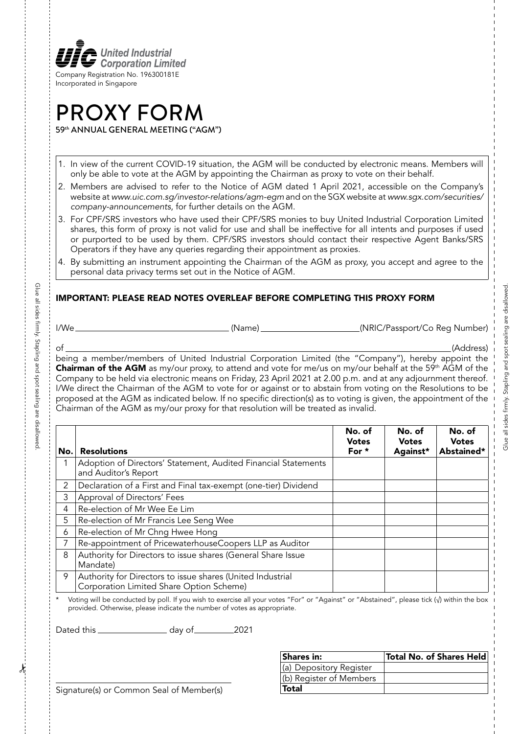United Industrial Corporation Limited

Company Registration No. 196300181E
Incorporated in Singapore

# PROXY FORM

59th ANNUAL GENERAL MEETING ("AGM")

1. In view of the current COVID-19 situation, the AGM will be conducted by electronic means. Members will only be able to vote at the AGM by appointing the Chairman as proxy to vote on their behalf.
2. Members are advised to refer to the Notice of AGM dated 1 April 2021, accessible on the Company's website at *www.uic.com.sg/investor-relations/agm-egm* and on the SGX website at *www.sgx.com/securities/company-announcements*, for further details on the AGM.
3. For CPF/SRS investors who have used their CPF/SRS monies to buy United Industrial Corporation Limited shares, this form of proxy is not valid for use and shall be ineffective for all intents and purposes if used or purported to be used by them. CPF/SRS investors should contact their respective Agent Banks/SRS Operators if they have any queries regarding their appointment as proxies.
4. By submitting an instrument appointing the Chairman of the AGM as proxy, you accept and agree to the personal data privacy terms set out in the Notice of AGM.

**IMPORTANT: PLEASE READ NOTES OVERLEAF BEFORE COMPLETING THIS PROXY FORM**

I/We ____________________ (Name) ____________________ (NRIC/Passport/Co Reg Number)

of ________________________________________________ (Address)

being a member/members of United Industrial Corporation Limited (the "Company"), hereby appoint the **Chairman of the AGM** as my/our proxy, to attend and vote for me/us on my/our behalf at the 59th AGM of the Company to be held via electronic means on Friday, 23 April 2021 at 2.00 p.m. and at any adjournment thereof. I/We direct the Chairman of the AGM to vote for or against or to abstain from voting on the Resolutions to be proposed at the AGM as indicated below. If no specific direction(s) as to voting is given, the appointment of the Chairman of the AGM as my/our proxy for that resolution will be treated as invalid.

| No. | Resolutions | No. of Votes For * | No. of Votes Against* | No. of Votes Abstained* |
|---|---|---|---|---|
| 1 | Adoption of Directors' Statement, Audited Financial Statements and Auditor's Report | | | |
| 2 | Declaration of a First and Final tax-exempt (one-tier) Dividend | | | |
| 3 | Approval of Directors' Fees | | | |
| 4 | Re-election of Mr Wee Ee Lim | | | |
| 5 | Re-election of Mr Francis Lee Seng Wee | | | |
| 6 | Re-election of Mr Chng Hwee Hong | | | |
| 7 | Re-appointment of PricewaterhouseCoopers LLP as Auditor | | | |
| 8 | Authority for Directors to issue shares (General Share Issue Mandate) | | | |
| 9 | Authority for Directors to issue shares (United Industrial Corporation Limited Share Option Scheme) | | | |

\* Voting will be conducted by poll. If you wish to exercise all your votes "For" or "Against" or "Abstained", please tick (√) within the box provided. Otherwise, please indicate the number of votes as appropriate.

Dated this ____________ day of ________ 2021

| Shares in: | Total No. of Shares Held |
|---|---|
| (a) Depository Register | |
| (b) Register of Members | |
| **Total** | |

______________________________
Signature(s) or Common Seal of Member(s)

Glue all sides firmly. Stapling and spot sealing are disallowed.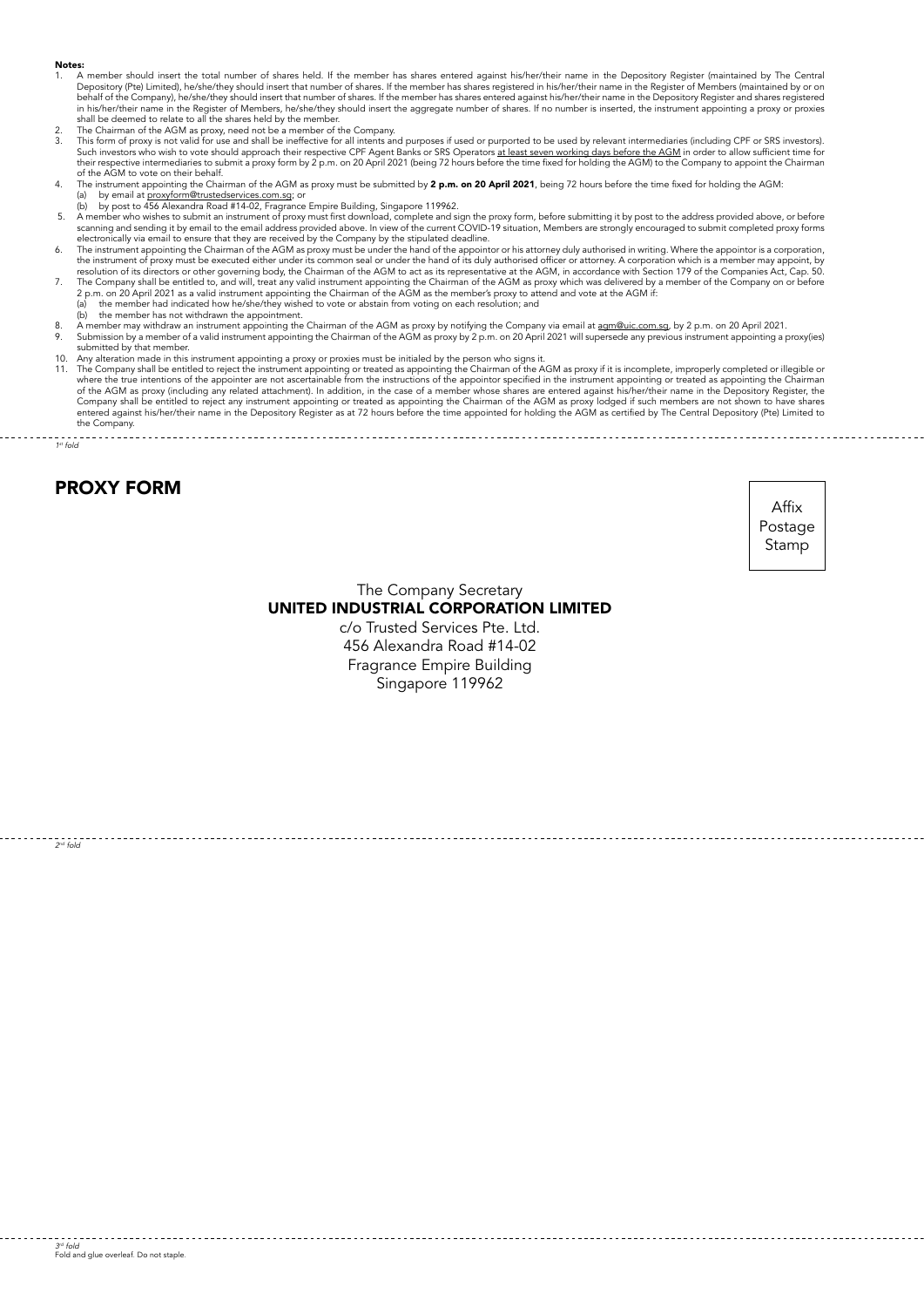**Notes:**

1. A member should insert the total number of shares held. If the member has shares entered against his/her/their name in the Depository Register (maintained by The Central Depository (Pte) Limited), he/she/they should insert that number of shares. If the member has shares registered in his/her/their name in the Register of Members (maintained by or on behalf of the Company), he/she/they should insert that number of shares. If the member has shares entered against his/her/their name in the Depository Register and shares registered in his/her/their name in the Register of Members, he/she/they should insert the aggregate number of shares. If no number is inserted, the instrument appointing a proxy or proxies shall be deemed to relate to all the shares held by the member.
2. The Chairman of the AGM as proxy, need not be a member of the Company.
3. This form of proxy is not valid for use and shall be ineffective for all intents and purposes if used or purported to be used by relevant intermediaries (including CPF or SRS investors). Such investors who wish to vote should approach their respective CPF Agent Banks or SRS Operators at least seven working days before the AGM in order to allow sufficient time for their respective intermediaries to submit a proxy form by 2 p.m. on 20 April 2021 (being 72 hours before the time fixed for holding the AGM) to the Company to appoint the Chairman of the AGM to vote on their behalf.
4. The instrument appointing the Chairman of the AGM as proxy must be submitted by **2 p.m. on 20 April 2021**, being 72 hours before the time fixed for holding the AGM:
   (a) by email at proxyform@trustedservices.com.sg; or
   (b) by post to 456 Alexandra Road #14-02, Fragrance Empire Building, Singapore 119962.
5. A member who wishes to submit an instrument of proxy must first download, complete and sign the proxy form, before submitting it by post to the address provided above, or before scanning and sending it by email to the email address provided above. In view of the current COVID-19 situation, Members are strongly encouraged to submit completed proxy forms electronically via email to ensure that they are received by the Company by the stipulated deadline.
6. The instrument appointing the Chairman of the AGM as proxy must be under the hand of the appointor or his attorney duly authorised in writing. Where the appointor is a corporation, the instrument of proxy must be executed either under its common seal or under the hand of its duly authorised officer or attorney. A corporation which is a member may appoint, by resolution of its directors or other governing body, the Chairman of the AGM to act as its representative at the AGM, in accordance with Section 179 of the Companies Act, Cap. 50.
7. The Company shall be entitled to, and will, treat any valid instrument appointing the Chairman of the AGM as proxy which was delivered by a member of the Company on or before 2 p.m. on 20 April 2021 as a valid instrument appointing the Chairman of the AGM as the member's proxy to attend and vote at the AGM if:
   (a) the member had indicated how he/she/they wished to vote or abstain from voting on each resolution; and
   (b) the member has not withdrawn the appointment.
8. A member may withdraw an instrument appointing the Chairman of the AGM as proxy by notifying the Company via email at agm@uic.com.sg, by 2 p.m. on 20 April 2021.
9. Submission by a member of a valid instrument appointing the Chairman of the AGM as proxy by 2 p.m. on 20 April 2021 will supersede any previous instrument appointing a proxy(ies) submitted by that member.
10. Any alteration made in this instrument appointing a proxy or proxies must be initialed by the person who signs it.
11. The Company shall be entitled to reject the instrument appointing or treated as appointing the Chairman of the AGM as proxy if it is incomplete, improperly completed or illegible or where the true intentions of the appointer are not ascertainable from the instructions of the appointor specified in the instrument appointing or treated as appointing the Chairman of the AGM as proxy (including any related attachment). In addition, in the case of a member whose shares are entered against his/her/their name in the Depository Register, the Company shall be entitled to reject any instrument appointing or treated as appointing the Chairman of the AGM as proxy lodged if such members are not shown to have shares entered against his/her/their name in the Depository Register as at 72 hours before the time appointed for holding the AGM as certified by The Central Depository (Pte) Limited to the Company.

*1st fold*

# PROXY FORM

Affix Postage Stamp

The Company Secretary
**UNITED INDUSTRIAL CORPORATION LIMITED**
c/o Trusted Services Pte. Ltd.
456 Alexandra Road #14-02
Fragrance Empire Building
Singapore 119962

*2nd fold*

*3rd fold*
Fold and glue overleaf. Do not staple.